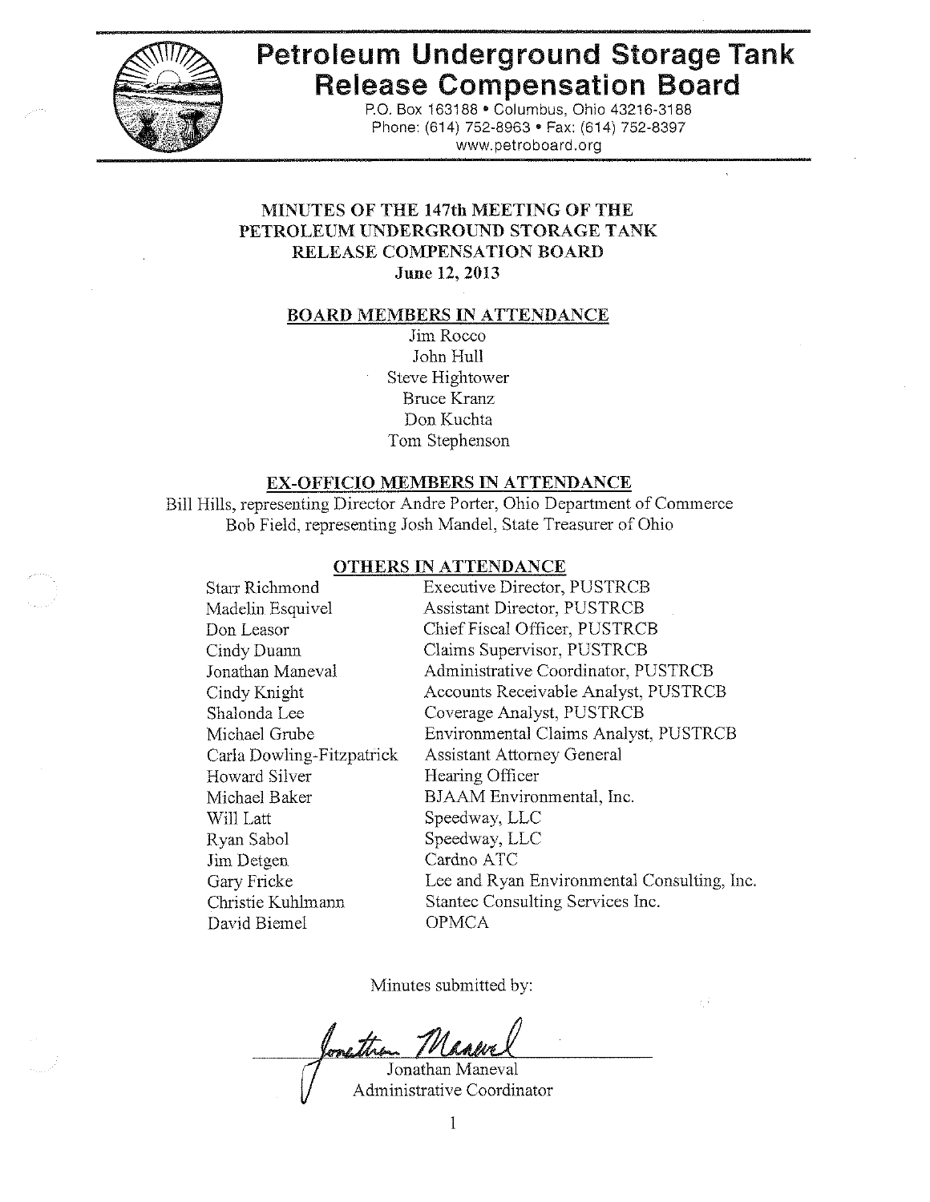# Petroleum Underground Storage Tank Release Compensation Board

P.O. Box 163188 • Columbus, Ohio 43216-3188
Phone: (614) 752-8963 • Fax: (614) 752-8397
www.petroboard.org

## MINUTES OF THE 147th MEETING OF THE PETROLEUM UNDERGROUND STORAGE TANK RELEASE COMPENSATION BOARD

**June 12, 2013**

### BOARD MEMBERS IN ATTENDANCE

Jim Rocco
John Hull
Steve Hightower
Bruce Kranz
Don Kuchta
Tom Stephenson

### EX-OFFICIO MEMBERS IN ATTENDANCE

Bill Hills, representing Director Andre Porter, Ohio Department of Commerce
Bob Field, representing Josh Mandel, State Treasurer of Ohio

### OTHERS IN ATTENDANCE

| | |
|---|---|
| Starr Richmond | Executive Director, PUSTRCB |
| Madelin Esquivel | Assistant Director, PUSTRCB |
| Don Leasor | Chief Fiscal Officer, PUSTRCB |
| Cindy Duann | Claims Supervisor, PUSTRCB |
| Jonathan Maneval | Administrative Coordinator, PUSTRCB |
| Cindy Knight | Accounts Receivable Analyst, PUSTRCB |
| Shalonda Lee | Coverage Analyst, PUSTRCB |
| Michael Grube | Environmental Claims Analyst, PUSTRCB |
| Carla Dowling-Fitzpatrick | Assistant Attorney General |
| Howard Silver | Hearing Officer |
| Michael Baker | BJAAM Environmental, Inc. |
| Will Latt | Speedway, LLC |
| Ryan Sabol | Speedway, LLC |
| Jim Detgen | Cardno ATC |
| Gary Fricke | Lee and Ryan Environmental Consulting, Inc. |
| Christie Kuhlmann | Stantec Consulting Services Inc. |
| David Biemel | OPMCA |

Minutes submitted by:

Jonathan Maneval
Administrative Coordinator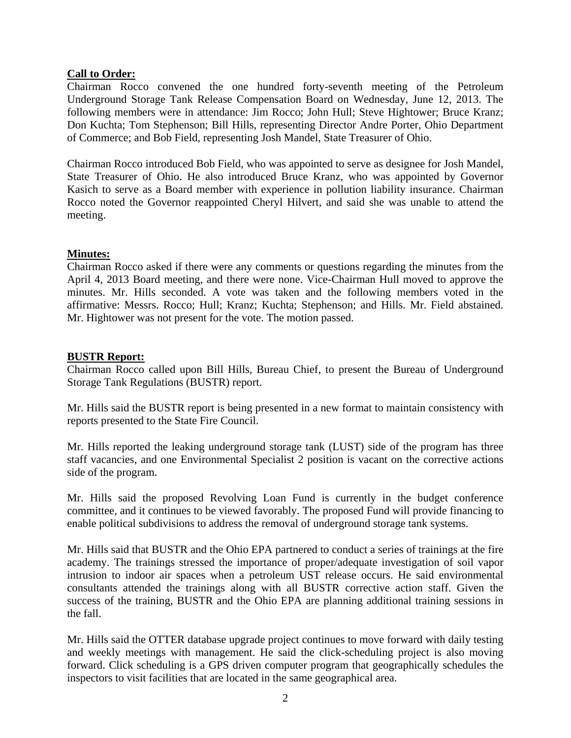**Call to Order:**

Chairman Rocco convened the one hundred forty-seventh meeting of the Petroleum Underground Storage Tank Release Compensation Board on Wednesday, June 12, 2013. The following members were in attendance: Jim Rocco; John Hull; Steve Hightower; Bruce Kranz; Don Kuchta; Tom Stephenson; Bill Hills, representing Director Andre Porter, Ohio Department of Commerce; and Bob Field, representing Josh Mandel, State Treasurer of Ohio.

Chairman Rocco introduced Bob Field, who was appointed to serve as designee for Josh Mandel, State Treasurer of Ohio. He also introduced Bruce Kranz, who was appointed by Governor Kasich to serve as a Board member with experience in pollution liability insurance. Chairman Rocco noted the Governor reappointed Cheryl Hilvert, and said she was unable to attend the meeting.

**Minutes:**

Chairman Rocco asked if there were any comments or questions regarding the minutes from the April 4, 2013 Board meeting, and there were none. Vice-Chairman Hull moved to approve the minutes. Mr. Hills seconded. A vote was taken and the following members voted in the affirmative: Messrs. Rocco; Hull; Kranz; Kuchta; Stephenson; and Hills. Mr. Field abstained. Mr. Hightower was not present for the vote. The motion passed.

**BUSTR Report:**

Chairman Rocco called upon Bill Hills, Bureau Chief, to present the Bureau of Underground Storage Tank Regulations (BUSTR) report.

Mr. Hills said the BUSTR report is being presented in a new format to maintain consistency with reports presented to the State Fire Council.

Mr. Hills reported the leaking underground storage tank (LUST) side of the program has three staff vacancies, and one Environmental Specialist 2 position is vacant on the corrective actions side of the program.

Mr. Hills said the proposed Revolving Loan Fund is currently in the budget conference committee, and it continues to be viewed favorably. The proposed Fund will provide financing to enable political subdivisions to address the removal of underground storage tank systems.

Mr. Hills said that BUSTR and the Ohio EPA partnered to conduct a series of trainings at the fire academy. The trainings stressed the importance of proper/adequate investigation of soil vapor intrusion to indoor air spaces when a petroleum UST release occurs. He said environmental consultants attended the trainings along with all BUSTR corrective action staff. Given the success of the training, BUSTR and the Ohio EPA are planning additional training sessions in the fall.

Mr. Hills said the OTTER database upgrade project continues to move forward with daily testing and weekly meetings with management. He said the click-scheduling project is also moving forward. Click scheduling is a GPS driven computer program that geographically schedules the inspectors to visit facilities that are located in the same geographical area.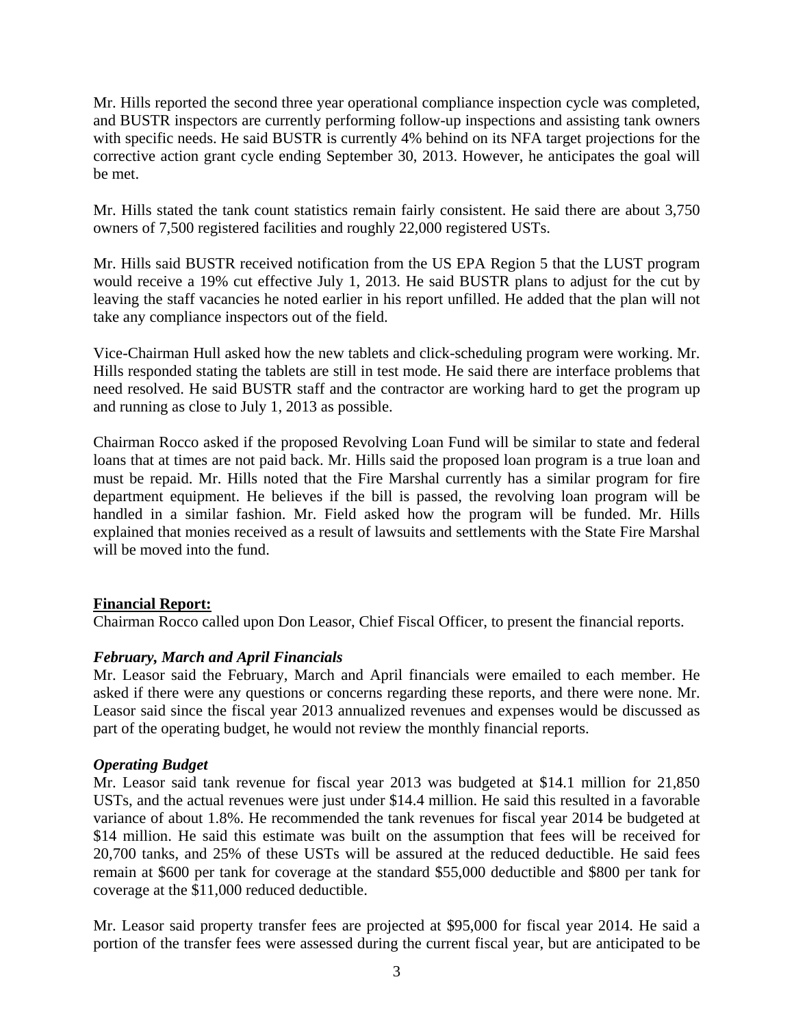Mr. Hills reported the second three year operational compliance inspection cycle was completed, and BUSTR inspectors are currently performing follow-up inspections and assisting tank owners with specific needs. He said BUSTR is currently 4% behind on its NFA target projections for the corrective action grant cycle ending September 30, 2013. However, he anticipates the goal will be met.

Mr. Hills stated the tank count statistics remain fairly consistent. He said there are about 3,750 owners of 7,500 registered facilities and roughly 22,000 registered USTs.

Mr. Hills said BUSTR received notification from the US EPA Region 5 that the LUST program would receive a 19% cut effective July 1, 2013. He said BUSTR plans to adjust for the cut by leaving the staff vacancies he noted earlier in his report unfilled. He added that the plan will not take any compliance inspectors out of the field.

Vice-Chairman Hull asked how the new tablets and click-scheduling program were working. Mr. Hills responded stating the tablets are still in test mode. He said there are interface problems that need resolved. He said BUSTR staff and the contractor are working hard to get the program up and running as close to July 1, 2013 as possible.

Chairman Rocco asked if the proposed Revolving Loan Fund will be similar to state and federal loans that at times are not paid back. Mr. Hills said the proposed loan program is a true loan and must be repaid. Mr. Hills noted that the Fire Marshal currently has a similar program for fire department equipment. He believes if the bill is passed, the revolving loan program will be handled in a similar fashion. Mr. Field asked how the program will be funded. Mr. Hills explained that monies received as a result of lawsuits and settlements with the State Fire Marshal will be moved into the fund.

## Financial Report:

Chairman Rocco called upon Don Leasor, Chief Fiscal Officer, to present the financial reports.

### *February, March and April Financials*

Mr. Leasor said the February, March and April financials were emailed to each member. He asked if there were any questions or concerns regarding these reports, and there were none. Mr. Leasor said since the fiscal year 2013 annualized revenues and expenses would be discussed as part of the operating budget, he would not review the monthly financial reports.

### *Operating Budget*

Mr. Leasor said tank revenue for fiscal year 2013 was budgeted at $14.1 million for 21,850 USTs, and the actual revenues were just under $14.4 million. He said this resulted in a favorable variance of about 1.8%. He recommended the tank revenues for fiscal year 2014 be budgeted at $14 million. He said this estimate was built on the assumption that fees will be received for 20,700 tanks, and 25% of these USTs will be assured at the reduced deductible. He said fees remain at $600 per tank for coverage at the standard $55,000 deductible and $800 per tank for coverage at the $11,000 reduced deductible.

Mr. Leasor said property transfer fees are projected at $95,000 for fiscal year 2014. He said a portion of the transfer fees were assessed during the current fiscal year, but are anticipated to be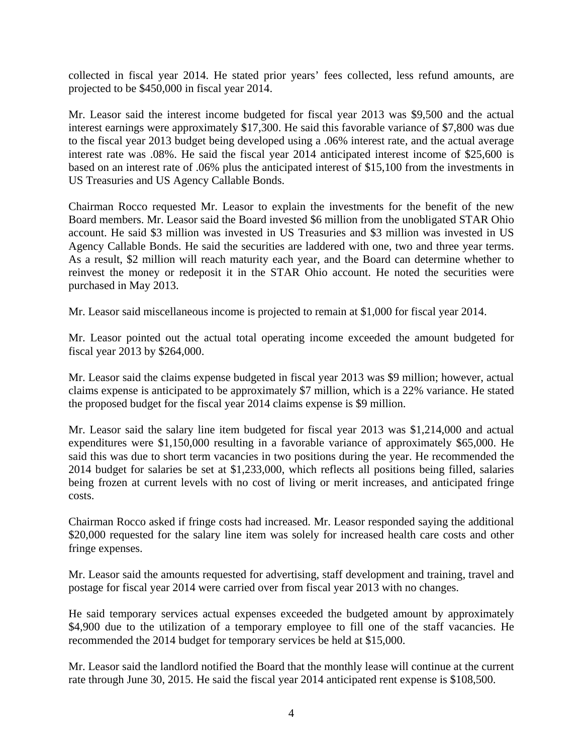collected in fiscal year 2014. He stated prior years' fees collected, less refund amounts, are projected to be $450,000 in fiscal year 2014.

Mr. Leasor said the interest income budgeted for fiscal year 2013 was $9,500 and the actual interest earnings were approximately $17,300. He said this favorable variance of $7,800 was due to the fiscal year 2013 budget being developed using a .06% interest rate, and the actual average interest rate was .08%. He said the fiscal year 2014 anticipated interest income of $25,600 is based on an interest rate of .06% plus the anticipated interest of $15,100 from the investments in US Treasuries and US Agency Callable Bonds.

Chairman Rocco requested Mr. Leasor to explain the investments for the benefit of the new Board members. Mr. Leasor said the Board invested $6 million from the unobligated STAR Ohio account. He said $3 million was invested in US Treasuries and $3 million was invested in US Agency Callable Bonds. He said the securities are laddered with one, two and three year terms. As a result, $2 million will reach maturity each year, and the Board can determine whether to reinvest the money or redeposit it in the STAR Ohio account. He noted the securities were purchased in May 2013.

Mr. Leasor said miscellaneous income is projected to remain at $1,000 for fiscal year 2014.

Mr. Leasor pointed out the actual total operating income exceeded the amount budgeted for fiscal year 2013 by $264,000.

Mr. Leasor said the claims expense budgeted in fiscal year 2013 was $9 million; however, actual claims expense is anticipated to be approximately $7 million, which is a 22% variance. He stated the proposed budget for the fiscal year 2014 claims expense is $9 million.

Mr. Leasor said the salary line item budgeted for fiscal year 2013 was $1,214,000 and actual expenditures were $1,150,000 resulting in a favorable variance of approximately $65,000. He said this was due to short term vacancies in two positions during the year. He recommended the 2014 budget for salaries be set at $1,233,000, which reflects all positions being filled, salaries being frozen at current levels with no cost of living or merit increases, and anticipated fringe costs.

Chairman Rocco asked if fringe costs had increased. Mr. Leasor responded saying the additional $20,000 requested for the salary line item was solely for increased health care costs and other fringe expenses.

Mr. Leasor said the amounts requested for advertising, staff development and training, travel and postage for fiscal year 2014 were carried over from fiscal year 2013 with no changes.

He said temporary services actual expenses exceeded the budgeted amount by approximately $4,900 due to the utilization of a temporary employee to fill one of the staff vacancies. He recommended the 2014 budget for temporary services be held at $15,000.

Mr. Leasor said the landlord notified the Board that the monthly lease will continue at the current rate through June 30, 2015. He said the fiscal year 2014 anticipated rent expense is $108,500.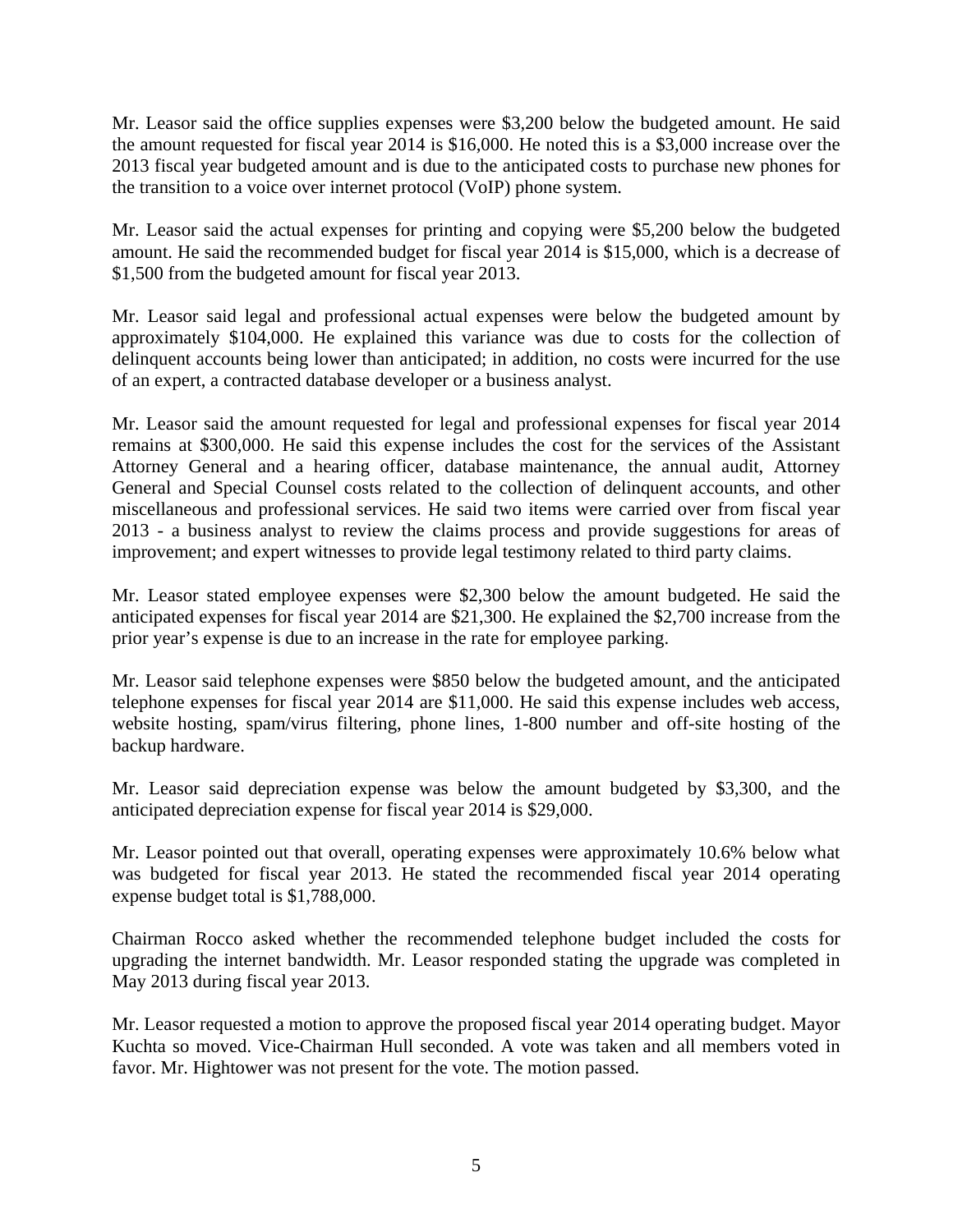Mr. Leasor said the office supplies expenses were $3,200 below the budgeted amount. He said the amount requested for fiscal year 2014 is $16,000. He noted this is a $3,000 increase over the 2013 fiscal year budgeted amount and is due to the anticipated costs to purchase new phones for the transition to a voice over internet protocol (VoIP) phone system.

Mr. Leasor said the actual expenses for printing and copying were $5,200 below the budgeted amount. He said the recommended budget for fiscal year 2014 is $15,000, which is a decrease of $1,500 from the budgeted amount for fiscal year 2013.

Mr. Leasor said legal and professional actual expenses were below the budgeted amount by approximately $104,000. He explained this variance was due to costs for the collection of delinquent accounts being lower than anticipated; in addition, no costs were incurred for the use of an expert, a contracted database developer or a business analyst.

Mr. Leasor said the amount requested for legal and professional expenses for fiscal year 2014 remains at $300,000. He said this expense includes the cost for the services of the Assistant Attorney General and a hearing officer, database maintenance, the annual audit, Attorney General and Special Counsel costs related to the collection of delinquent accounts, and other miscellaneous and professional services. He said two items were carried over from fiscal year 2013 - a business analyst to review the claims process and provide suggestions for areas of improvement; and expert witnesses to provide legal testimony related to third party claims.

Mr. Leasor stated employee expenses were $2,300 below the amount budgeted. He said the anticipated expenses for fiscal year 2014 are $21,300. He explained the $2,700 increase from the prior year's expense is due to an increase in the rate for employee parking.

Mr. Leasor said telephone expenses were $850 below the budgeted amount, and the anticipated telephone expenses for fiscal year 2014 are $11,000. He said this expense includes web access, website hosting, spam/virus filtering, phone lines, 1-800 number and off-site hosting of the backup hardware.

Mr. Leasor said depreciation expense was below the amount budgeted by $3,300, and the anticipated depreciation expense for fiscal year 2014 is $29,000.

Mr. Leasor pointed out that overall, operating expenses were approximately 10.6% below what was budgeted for fiscal year 2013. He stated the recommended fiscal year 2014 operating expense budget total is $1,788,000.

Chairman Rocco asked whether the recommended telephone budget included the costs for upgrading the internet bandwidth. Mr. Leasor responded stating the upgrade was completed in May 2013 during fiscal year 2013.

Mr. Leasor requested a motion to approve the proposed fiscal year 2014 operating budget. Mayor Kuchta so moved. Vice-Chairman Hull seconded. A vote was taken and all members voted in favor. Mr. Hightower was not present for the vote. The motion passed.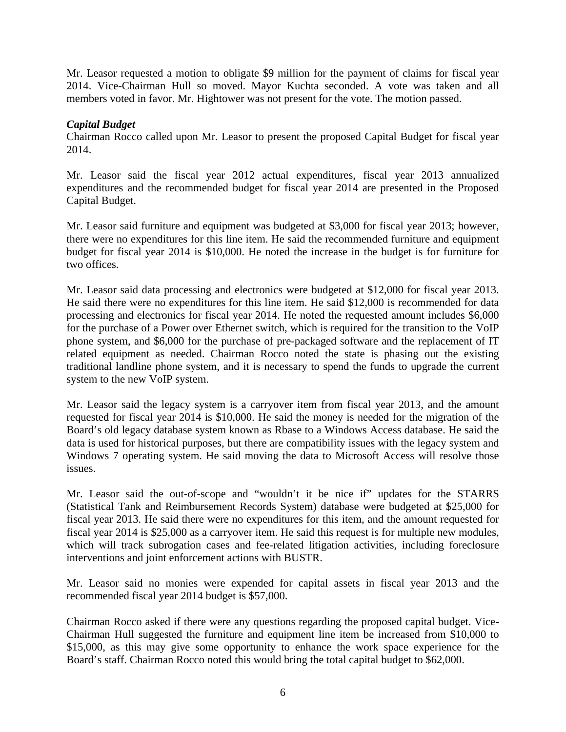Mr. Leasor requested a motion to obligate $9 million for the payment of claims for fiscal year 2014. Vice-Chairman Hull so moved. Mayor Kuchta seconded. A vote was taken and all members voted in favor. Mr. Hightower was not present for the vote. The motion passed.

***Capital Budget***

Chairman Rocco called upon Mr. Leasor to present the proposed Capital Budget for fiscal year 2014.

Mr. Leasor said the fiscal year 2012 actual expenditures, fiscal year 2013 annualized expenditures and the recommended budget for fiscal year 2014 are presented in the Proposed Capital Budget.

Mr. Leasor said furniture and equipment was budgeted at $3,000 for fiscal year 2013; however, there were no expenditures for this line item. He said the recommended furniture and equipment budget for fiscal year 2014 is $10,000. He noted the increase in the budget is for furniture for two offices.

Mr. Leasor said data processing and electronics were budgeted at $12,000 for fiscal year 2013. He said there were no expenditures for this line item. He said $12,000 is recommended for data processing and electronics for fiscal year 2014. He noted the requested amount includes $6,000 for the purchase of a Power over Ethernet switch, which is required for the transition to the VoIP phone system, and $6,000 for the purchase of pre-packaged software and the replacement of IT related equipment as needed. Chairman Rocco noted the state is phasing out the existing traditional landline phone system, and it is necessary to spend the funds to upgrade the current system to the new VoIP system.

Mr. Leasor said the legacy system is a carryover item from fiscal year 2013, and the amount requested for fiscal year 2014 is $10,000. He said the money is needed for the migration of the Board's old legacy database system known as Rbase to a Windows Access database. He said the data is used for historical purposes, but there are compatibility issues with the legacy system and Windows 7 operating system. He said moving the data to Microsoft Access will resolve those issues.

Mr. Leasor said the out-of-scope and "wouldn't it be nice if" updates for the STARRS (Statistical Tank and Reimbursement Records System) database were budgeted at $25,000 for fiscal year 2013. He said there were no expenditures for this item, and the amount requested for fiscal year 2014 is $25,000 as a carryover item. He said this request is for multiple new modules, which will track subrogation cases and fee-related litigation activities, including foreclosure interventions and joint enforcement actions with BUSTR.

Mr. Leasor said no monies were expended for capital assets in fiscal year 2013 and the recommended fiscal year 2014 budget is $57,000.

Chairman Rocco asked if there were any questions regarding the proposed capital budget. Vice-Chairman Hull suggested the furniture and equipment line item be increased from $10,000 to $15,000, as this may give some opportunity to enhance the work space experience for the Board's staff. Chairman Rocco noted this would bring the total capital budget to $62,000.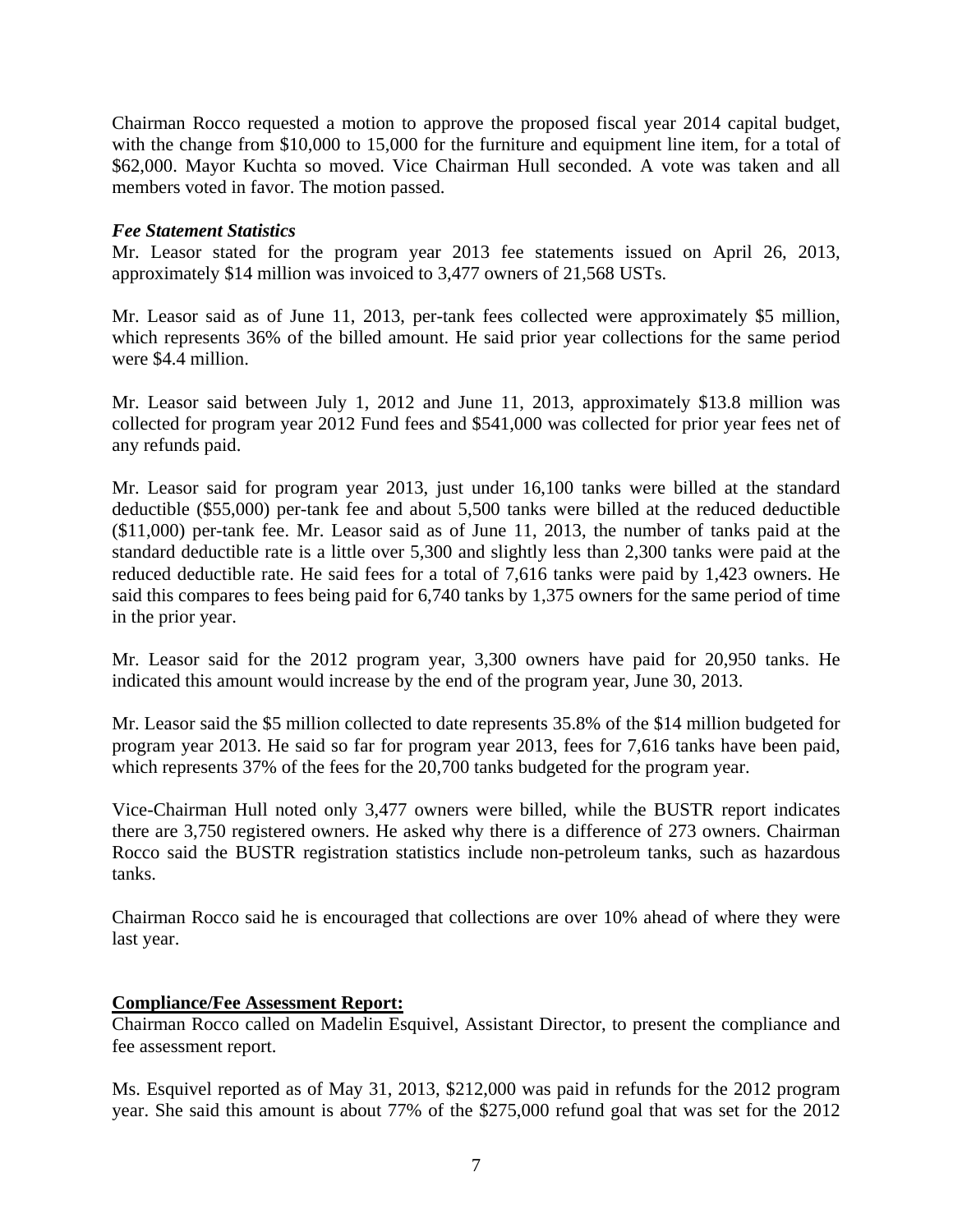Chairman Rocco requested a motion to approve the proposed fiscal year 2014 capital budget, with the change from $10,000 to 15,000 for the furniture and equipment line item, for a total of $62,000. Mayor Kuchta so moved. Vice Chairman Hull seconded. A vote was taken and all members voted in favor. The motion passed.

***Fee Statement Statistics***

Mr. Leasor stated for the program year 2013 fee statements issued on April 26, 2013, approximately $14 million was invoiced to 3,477 owners of 21,568 USTs.

Mr. Leasor said as of June 11, 2013, per-tank fees collected were approximately $5 million, which represents 36% of the billed amount. He said prior year collections for the same period were $4.4 million.

Mr. Leasor said between July 1, 2012 and June 11, 2013, approximately $13.8 million was collected for program year 2012 Fund fees and $541,000 was collected for prior year fees net of any refunds paid.

Mr. Leasor said for program year 2013, just under 16,100 tanks were billed at the standard deductible ($55,000) per-tank fee and about 5,500 tanks were billed at the reduced deductible ($11,000) per-tank fee. Mr. Leasor said as of June 11, 2013, the number of tanks paid at the standard deductible rate is a little over 5,300 and slightly less than 2,300 tanks were paid at the reduced deductible rate. He said fees for a total of 7,616 tanks were paid by 1,423 owners. He said this compares to fees being paid for 6,740 tanks by 1,375 owners for the same period of time in the prior year.

Mr. Leasor said for the 2012 program year, 3,300 owners have paid for 20,950 tanks. He indicated this amount would increase by the end of the program year, June 30, 2013.

Mr. Leasor said the $5 million collected to date represents 35.8% of the $14 million budgeted for program year 2013. He said so far for program year 2013, fees for 7,616 tanks have been paid, which represents 37% of the fees for the 20,700 tanks budgeted for the program year.

Vice-Chairman Hull noted only 3,477 owners were billed, while the BUSTR report indicates there are 3,750 registered owners. He asked why there is a difference of 273 owners. Chairman Rocco said the BUSTR registration statistics include non-petroleum tanks, such as hazardous tanks.

Chairman Rocco said he is encouraged that collections are over 10% ahead of where they were last year.

**Compliance/Fee Assessment Report:**

Chairman Rocco called on Madelin Esquivel, Assistant Director, to present the compliance and fee assessment report.

Ms. Esquivel reported as of May 31, 2013, $212,000 was paid in refunds for the 2012 program year. She said this amount is about 77% of the $275,000 refund goal that was set for the 2012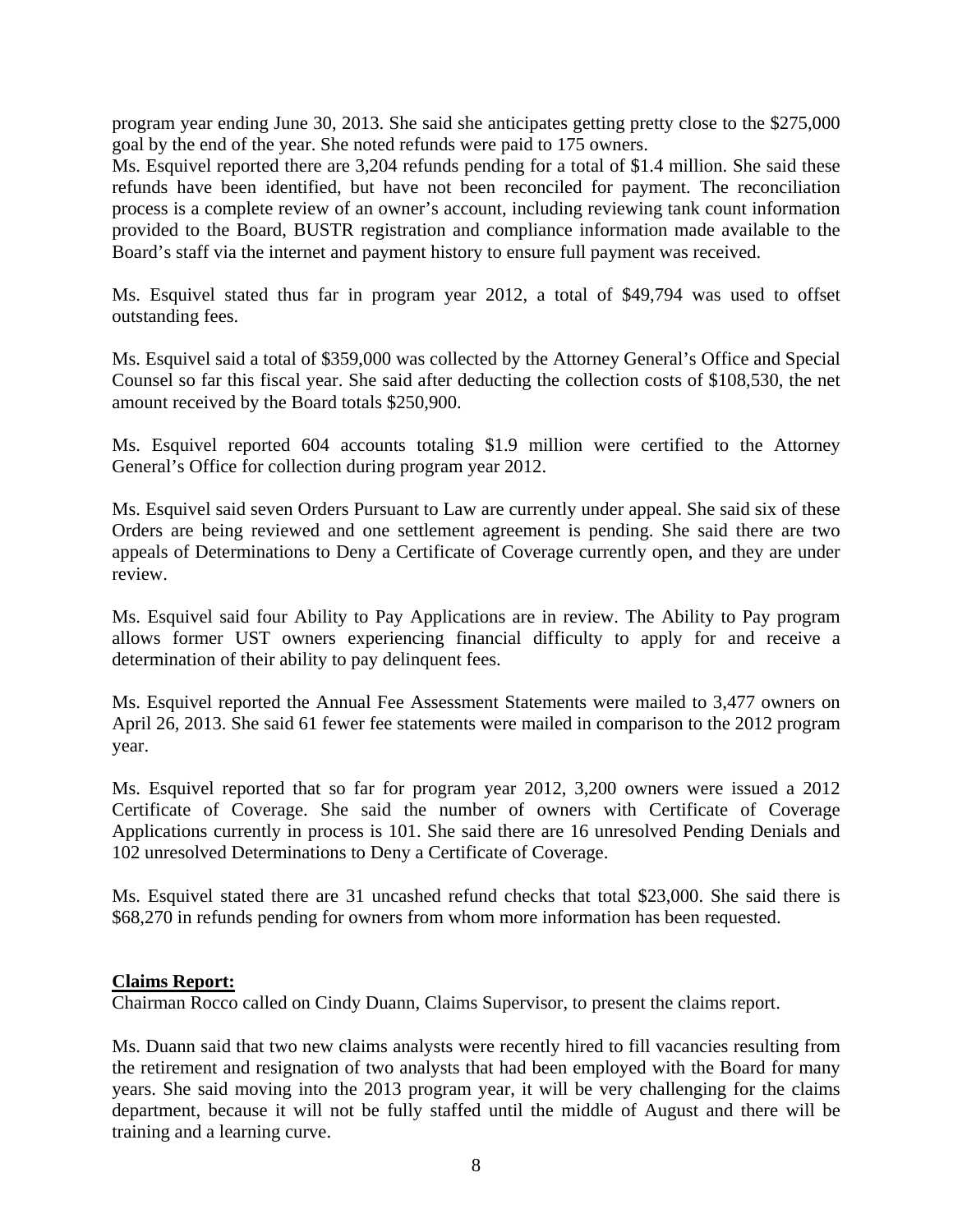program year ending June 30, 2013. She said she anticipates getting pretty close to the $275,000 goal by the end of the year. She noted refunds were paid to 175 owners.

Ms. Esquivel reported there are 3,204 refunds pending for a total of $1.4 million. She said these refunds have been identified, but have not been reconciled for payment. The reconciliation process is a complete review of an owner's account, including reviewing tank count information provided to the Board, BUSTR registration and compliance information made available to the Board's staff via the internet and payment history to ensure full payment was received.

Ms. Esquivel stated thus far in program year 2012, a total of $49,794 was used to offset outstanding fees.

Ms. Esquivel said a total of $359,000 was collected by the Attorney General's Office and Special Counsel so far this fiscal year. She said after deducting the collection costs of $108,530, the net amount received by the Board totals $250,900.

Ms. Esquivel reported 604 accounts totaling $1.9 million were certified to the Attorney General's Office for collection during program year 2012.

Ms. Esquivel said seven Orders Pursuant to Law are currently under appeal. She said six of these Orders are being reviewed and one settlement agreement is pending. She said there are two appeals of Determinations to Deny a Certificate of Coverage currently open, and they are under review.

Ms. Esquivel said four Ability to Pay Applications are in review. The Ability to Pay program allows former UST owners experiencing financial difficulty to apply for and receive a determination of their ability to pay delinquent fees.

Ms. Esquivel reported the Annual Fee Assessment Statements were mailed to 3,477 owners on April 26, 2013. She said 61 fewer fee statements were mailed in comparison to the 2012 program year.

Ms. Esquivel reported that so far for program year 2012, 3,200 owners were issued a 2012 Certificate of Coverage. She said the number of owners with Certificate of Coverage Applications currently in process is 101. She said there are 16 unresolved Pending Denials and 102 unresolved Determinations to Deny a Certificate of Coverage.

Ms. Esquivel stated there are 31 uncashed refund checks that total $23,000. She said there is $68,270 in refunds pending for owners from whom more information has been requested.

**Claims Report:**

Chairman Rocco called on Cindy Duann, Claims Supervisor, to present the claims report.

Ms. Duann said that two new claims analysts were recently hired to fill vacancies resulting from the retirement and resignation of two analysts that had been employed with the Board for many years. She said moving into the 2013 program year, it will be very challenging for the claims department, because it will not be fully staffed until the middle of August and there will be training and a learning curve.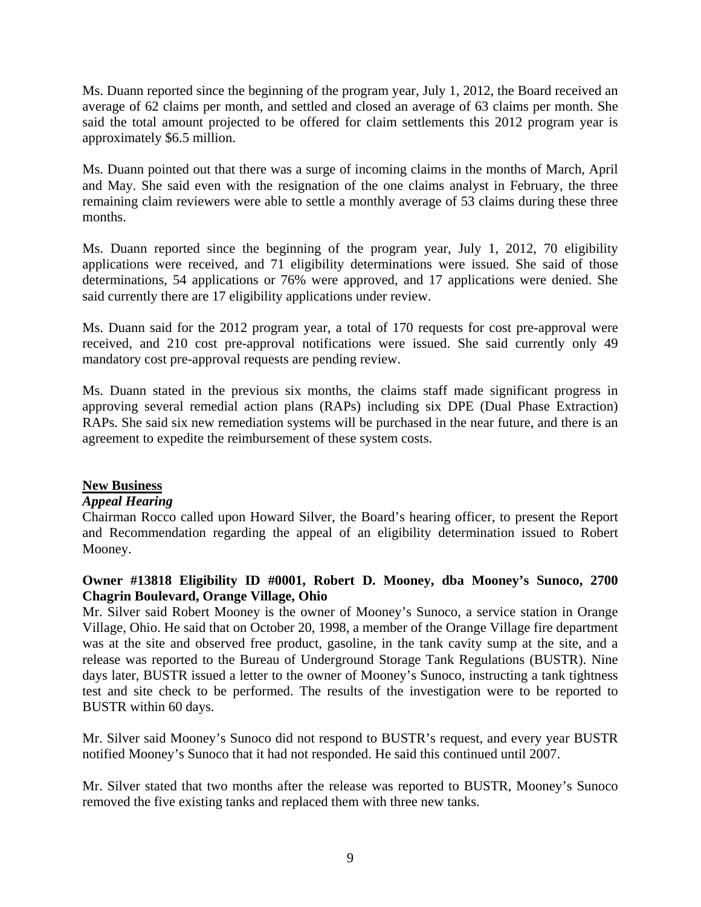Ms. Duann reported since the beginning of the program year, July 1, 2012, the Board received an average of 62 claims per month, and settled and closed an average of 63 claims per month. She said the total amount projected to be offered for claim settlements this 2012 program year is approximately $6.5 million.

Ms. Duann pointed out that there was a surge of incoming claims in the months of March, April and May. She said even with the resignation of the one claims analyst in February, the three remaining claim reviewers were able to settle a monthly average of 53 claims during these three months.

Ms. Duann reported since the beginning of the program year, July 1, 2012, 70 eligibility applications were received, and 71 eligibility determinations were issued. She said of those determinations, 54 applications or 76% were approved, and 17 applications were denied. She said currently there are 17 eligibility applications under review.

Ms. Duann said for the 2012 program year, a total of 170 requests for cost pre-approval were received, and 210 cost pre-approval notifications were issued. She said currently only 49 mandatory cost pre-approval requests are pending review.

Ms. Duann stated in the previous six months, the claims staff made significant progress in approving several remedial action plans (RAPs) including six DPE (Dual Phase Extraction) RAPs. She said six new remediation systems will be purchased in the near future, and there is an agreement to expedite the reimbursement of these system costs.

## New Business

### *Appeal Hearing*

Chairman Rocco called upon Howard Silver, the Board's hearing officer, to present the Report and Recommendation regarding the appeal of an eligibility determination issued to Robert Mooney.

**Owner #13818 Eligibility ID #0001, Robert D. Mooney, dba Mooney's Sunoco, 2700 Chagrin Boulevard, Orange Village, Ohio**

Mr. Silver said Robert Mooney is the owner of Mooney's Sunoco, a service station in Orange Village, Ohio. He said that on October 20, 1998, a member of the Orange Village fire department was at the site and observed free product, gasoline, in the tank cavity sump at the site, and a release was reported to the Bureau of Underground Storage Tank Regulations (BUSTR). Nine days later, BUSTR issued a letter to the owner of Mooney's Sunoco, instructing a tank tightness test and site check to be performed. The results of the investigation were to be reported to BUSTR within 60 days.

Mr. Silver said Mooney's Sunoco did not respond to BUSTR's request, and every year BUSTR notified Mooney's Sunoco that it had not responded. He said this continued until 2007.

Mr. Silver stated that two months after the release was reported to BUSTR, Mooney's Sunoco removed the five existing tanks and replaced them with three new tanks.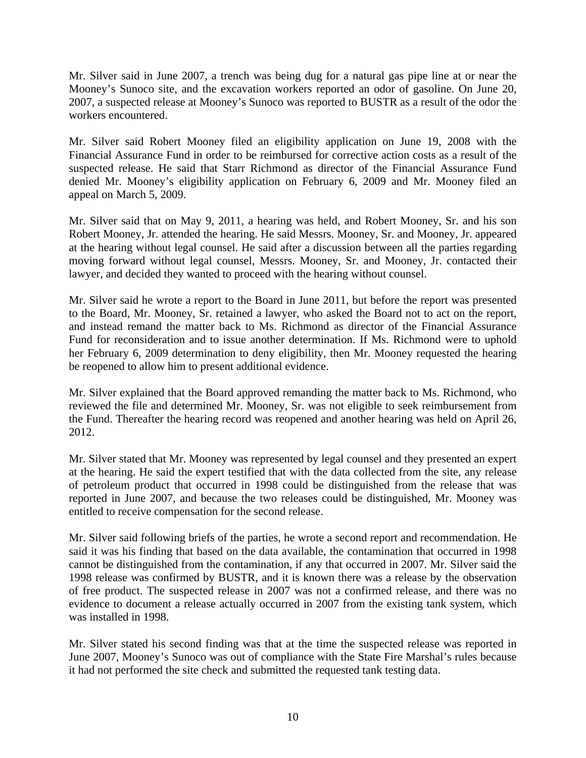Mr. Silver said in June 2007, a trench was being dug for a natural gas pipe line at or near the Mooney's Sunoco site, and the excavation workers reported an odor of gasoline. On June 20, 2007, a suspected release at Mooney's Sunoco was reported to BUSTR as a result of the odor the workers encountered.

Mr. Silver said Robert Mooney filed an eligibility application on June 19, 2008 with the Financial Assurance Fund in order to be reimbursed for corrective action costs as a result of the suspected release. He said that Starr Richmond as director of the Financial Assurance Fund denied Mr. Mooney's eligibility application on February 6, 2009 and Mr. Mooney filed an appeal on March 5, 2009.

Mr. Silver said that on May 9, 2011, a hearing was held, and Robert Mooney, Sr. and his son Robert Mooney, Jr. attended the hearing. He said Messrs. Mooney, Sr. and Mooney, Jr. appeared at the hearing without legal counsel. He said after a discussion between all the parties regarding moving forward without legal counsel, Messrs. Mooney, Sr. and Mooney, Jr. contacted their lawyer, and decided they wanted to proceed with the hearing without counsel.

Mr. Silver said he wrote a report to the Board in June 2011, but before the report was presented to the Board, Mr. Mooney, Sr. retained a lawyer, who asked the Board not to act on the report, and instead remand the matter back to Ms. Richmond as director of the Financial Assurance Fund for reconsideration and to issue another determination. If Ms. Richmond were to uphold her February 6, 2009 determination to deny eligibility, then Mr. Mooney requested the hearing be reopened to allow him to present additional evidence.

Mr. Silver explained that the Board approved remanding the matter back to Ms. Richmond, who reviewed the file and determined Mr. Mooney, Sr. was not eligible to seek reimbursement from the Fund. Thereafter the hearing record was reopened and another hearing was held on April 26, 2012.

Mr. Silver stated that Mr. Mooney was represented by legal counsel and they presented an expert at the hearing. He said the expert testified that with the data collected from the site, any release of petroleum product that occurred in 1998 could be distinguished from the release that was reported in June 2007, and because the two releases could be distinguished, Mr. Mooney was entitled to receive compensation for the second release.

Mr. Silver said following briefs of the parties, he wrote a second report and recommendation. He said it was his finding that based on the data available, the contamination that occurred in 1998 cannot be distinguished from the contamination, if any that occurred in 2007. Mr. Silver said the 1998 release was confirmed by BUSTR, and it is known there was a release by the observation of free product. The suspected release in 2007 was not a confirmed release, and there was no evidence to document a release actually occurred in 2007 from the existing tank system, which was installed in 1998.

Mr. Silver stated his second finding was that at the time the suspected release was reported in June 2007, Mooney's Sunoco was out of compliance with the State Fire Marshal's rules because it had not performed the site check and submitted the requested tank testing data.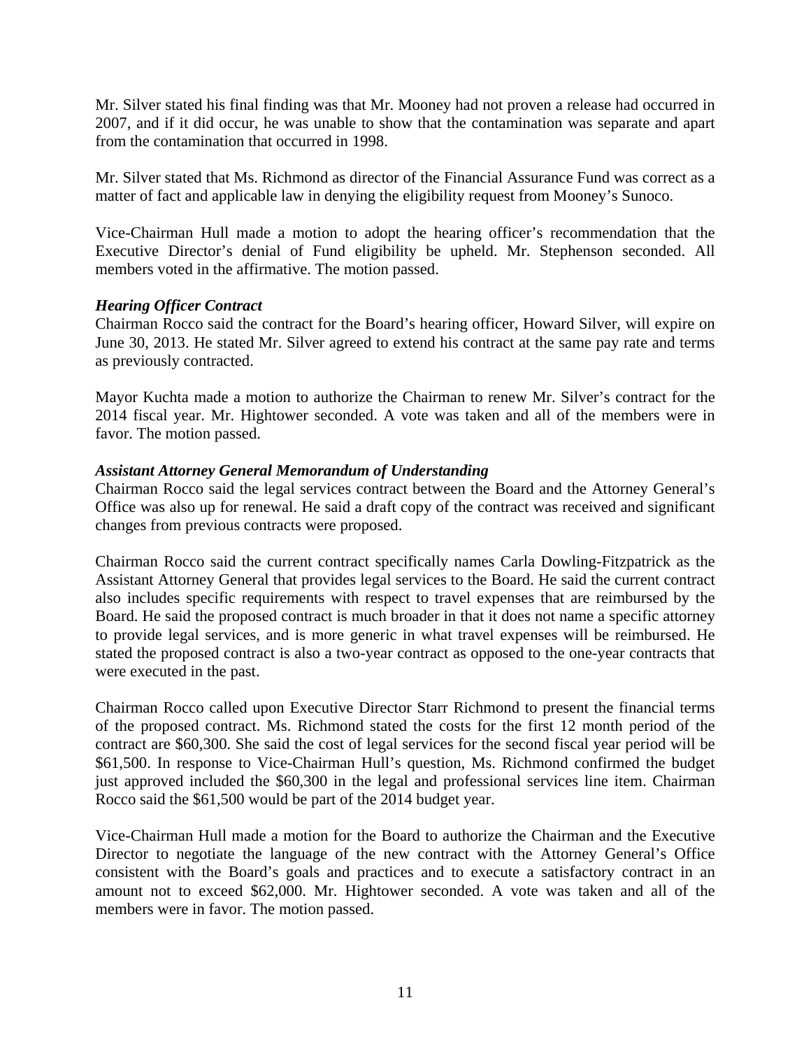Mr. Silver stated his final finding was that Mr. Mooney had not proven a release had occurred in 2007, and if it did occur, he was unable to show that the contamination was separate and apart from the contamination that occurred in 1998.

Mr. Silver stated that Ms. Richmond as director of the Financial Assurance Fund was correct as a matter of fact and applicable law in denying the eligibility request from Mooney's Sunoco.

Vice-Chairman Hull made a motion to adopt the hearing officer's recommendation that the Executive Director's denial of Fund eligibility be upheld. Mr. Stephenson seconded. All members voted in the affirmative. The motion passed.

***Hearing Officer Contract***

Chairman Rocco said the contract for the Board's hearing officer, Howard Silver, will expire on June 30, 2013. He stated Mr. Silver agreed to extend his contract at the same pay rate and terms as previously contracted.

Mayor Kuchta made a motion to authorize the Chairman to renew Mr. Silver's contract for the 2014 fiscal year. Mr. Hightower seconded. A vote was taken and all of the members were in favor. The motion passed.

***Assistant Attorney General Memorandum of Understanding***

Chairman Rocco said the legal services contract between the Board and the Attorney General's Office was also up for renewal. He said a draft copy of the contract was received and significant changes from previous contracts were proposed.

Chairman Rocco said the current contract specifically names Carla Dowling-Fitzpatrick as the Assistant Attorney General that provides legal services to the Board. He said the current contract also includes specific requirements with respect to travel expenses that are reimbursed by the Board. He said the proposed contract is much broader in that it does not name a specific attorney to provide legal services, and is more generic in what travel expenses will be reimbursed. He stated the proposed contract is also a two-year contract as opposed to the one-year contracts that were executed in the past.

Chairman Rocco called upon Executive Director Starr Richmond to present the financial terms of the proposed contract. Ms. Richmond stated the costs for the first 12 month period of the contract are $60,300. She said the cost of legal services for the second fiscal year period will be $61,500. In response to Vice-Chairman Hull's question, Ms. Richmond confirmed the budget just approved included the $60,300 in the legal and professional services line item. Chairman Rocco said the $61,500 would be part of the 2014 budget year.

Vice-Chairman Hull made a motion for the Board to authorize the Chairman and the Executive Director to negotiate the language of the new contract with the Attorney General's Office consistent with the Board's goals and practices and to execute a satisfactory contract in an amount not to exceed $62,000. Mr. Hightower seconded. A vote was taken and all of the members were in favor. The motion passed.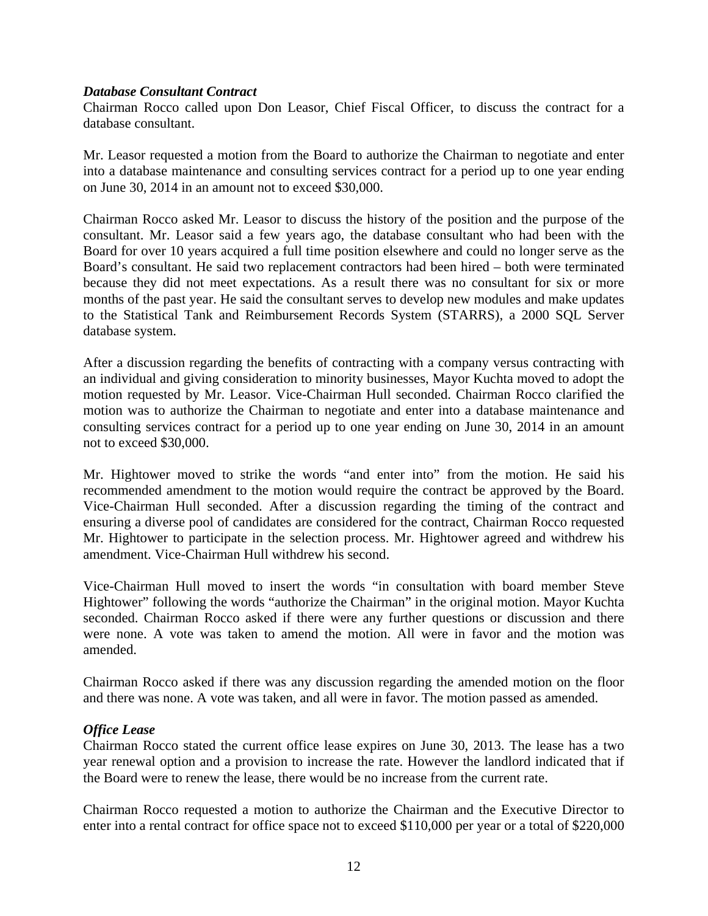***Database Consultant Contract***

Chairman Rocco called upon Don Leasor, Chief Fiscal Officer, to discuss the contract for a database consultant.

Mr. Leasor requested a motion from the Board to authorize the Chairman to negotiate and enter into a database maintenance and consulting services contract for a period up to one year ending on June 30, 2014 in an amount not to exceed $30,000.

Chairman Rocco asked Mr. Leasor to discuss the history of the position and the purpose of the consultant. Mr. Leasor said a few years ago, the database consultant who had been with the Board for over 10 years acquired a full time position elsewhere and could no longer serve as the Board's consultant. He said two replacement contractors had been hired – both were terminated because they did not meet expectations. As a result there was no consultant for six or more months of the past year. He said the consultant serves to develop new modules and make updates to the Statistical Tank and Reimbursement Records System (STARRS), a 2000 SQL Server database system.

After a discussion regarding the benefits of contracting with a company versus contracting with an individual and giving consideration to minority businesses, Mayor Kuchta moved to adopt the motion requested by Mr. Leasor. Vice-Chairman Hull seconded. Chairman Rocco clarified the motion was to authorize the Chairman to negotiate and enter into a database maintenance and consulting services contract for a period up to one year ending on June 30, 2014 in an amount not to exceed $30,000.

Mr. Hightower moved to strike the words "and enter into" from the motion. He said his recommended amendment to the motion would require the contract be approved by the Board. Vice-Chairman Hull seconded. After a discussion regarding the timing of the contract and ensuring a diverse pool of candidates are considered for the contract, Chairman Rocco requested Mr. Hightower to participate in the selection process. Mr. Hightower agreed and withdrew his amendment. Vice-Chairman Hull withdrew his second.

Vice-Chairman Hull moved to insert the words "in consultation with board member Steve Hightower" following the words "authorize the Chairman" in the original motion. Mayor Kuchta seconded. Chairman Rocco asked if there were any further questions or discussion and there were none. A vote was taken to amend the motion. All were in favor and the motion was amended.

Chairman Rocco asked if there was any discussion regarding the amended motion on the floor and there was none. A vote was taken, and all were in favor. The motion passed as amended.

***Office Lease***

Chairman Rocco stated the current office lease expires on June 30, 2013. The lease has a two year renewal option and a provision to increase the rate. However the landlord indicated that if the Board were to renew the lease, there would be no increase from the current rate.

Chairman Rocco requested a motion to authorize the Chairman and the Executive Director to enter into a rental contract for office space not to exceed $110,000 per year or a total of $220,000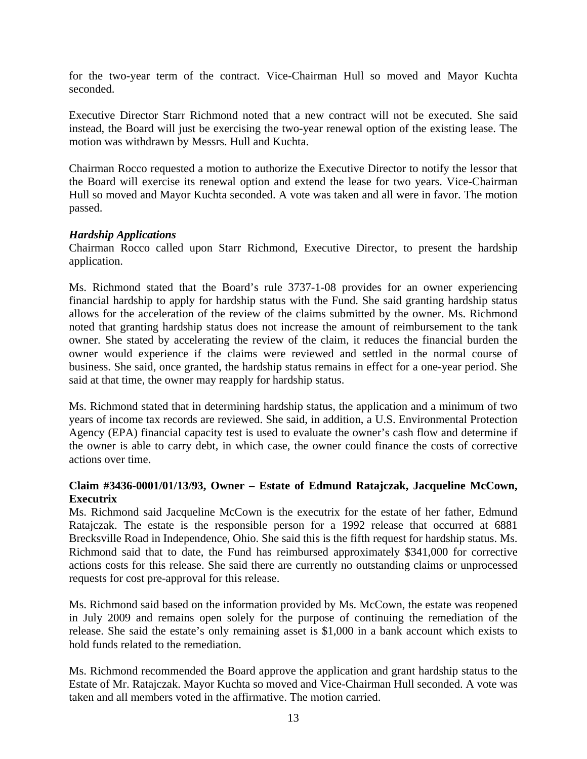for the two-year term of the contract. Vice-Chairman Hull so moved and Mayor Kuchta seconded.

Executive Director Starr Richmond noted that a new contract will not be executed. She said instead, the Board will just be exercising the two-year renewal option of the existing lease. The motion was withdrawn by Messrs. Hull and Kuchta.

Chairman Rocco requested a motion to authorize the Executive Director to notify the lessor that the Board will exercise its renewal option and extend the lease for two years. Vice-Chairman Hull so moved and Mayor Kuchta seconded. A vote was taken and all were in favor. The motion passed.

***Hardship Applications***

Chairman Rocco called upon Starr Richmond, Executive Director, to present the hardship application.

Ms. Richmond stated that the Board's rule 3737-1-08 provides for an owner experiencing financial hardship to apply for hardship status with the Fund. She said granting hardship status allows for the acceleration of the review of the claims submitted by the owner. Ms. Richmond noted that granting hardship status does not increase the amount of reimbursement to the tank owner. She stated by accelerating the review of the claim, it reduces the financial burden the owner would experience if the claims were reviewed and settled in the normal course of business. She said, once granted, the hardship status remains in effect for a one-year period. She said at that time, the owner may reapply for hardship status.

Ms. Richmond stated that in determining hardship status, the application and a minimum of two years of income tax records are reviewed. She said, in addition, a U.S. Environmental Protection Agency (EPA) financial capacity test is used to evaluate the owner's cash flow and determine if the owner is able to carry debt, in which case, the owner could finance the costs of corrective actions over time.

**Claim #3436-0001/01/13/93, Owner – Estate of Edmund Ratajczak, Jacqueline McCown, Executrix**

Ms. Richmond said Jacqueline McCown is the executrix for the estate of her father, Edmund Ratajczak. The estate is the responsible person for a 1992 release that occurred at 6881 Brecksville Road in Independence, Ohio. She said this is the fifth request for hardship status. Ms. Richmond said that to date, the Fund has reimbursed approximately $341,000 for corrective actions costs for this release. She said there are currently no outstanding claims or unprocessed requests for cost pre-approval for this release.

Ms. Richmond said based on the information provided by Ms. McCown, the estate was reopened in July 2009 and remains open solely for the purpose of continuing the remediation of the release. She said the estate's only remaining asset is $1,000 in a bank account which exists to hold funds related to the remediation.

Ms. Richmond recommended the Board approve the application and grant hardship status to the Estate of Mr. Ratajczak. Mayor Kuchta so moved and Vice-Chairman Hull seconded. A vote was taken and all members voted in the affirmative. The motion carried.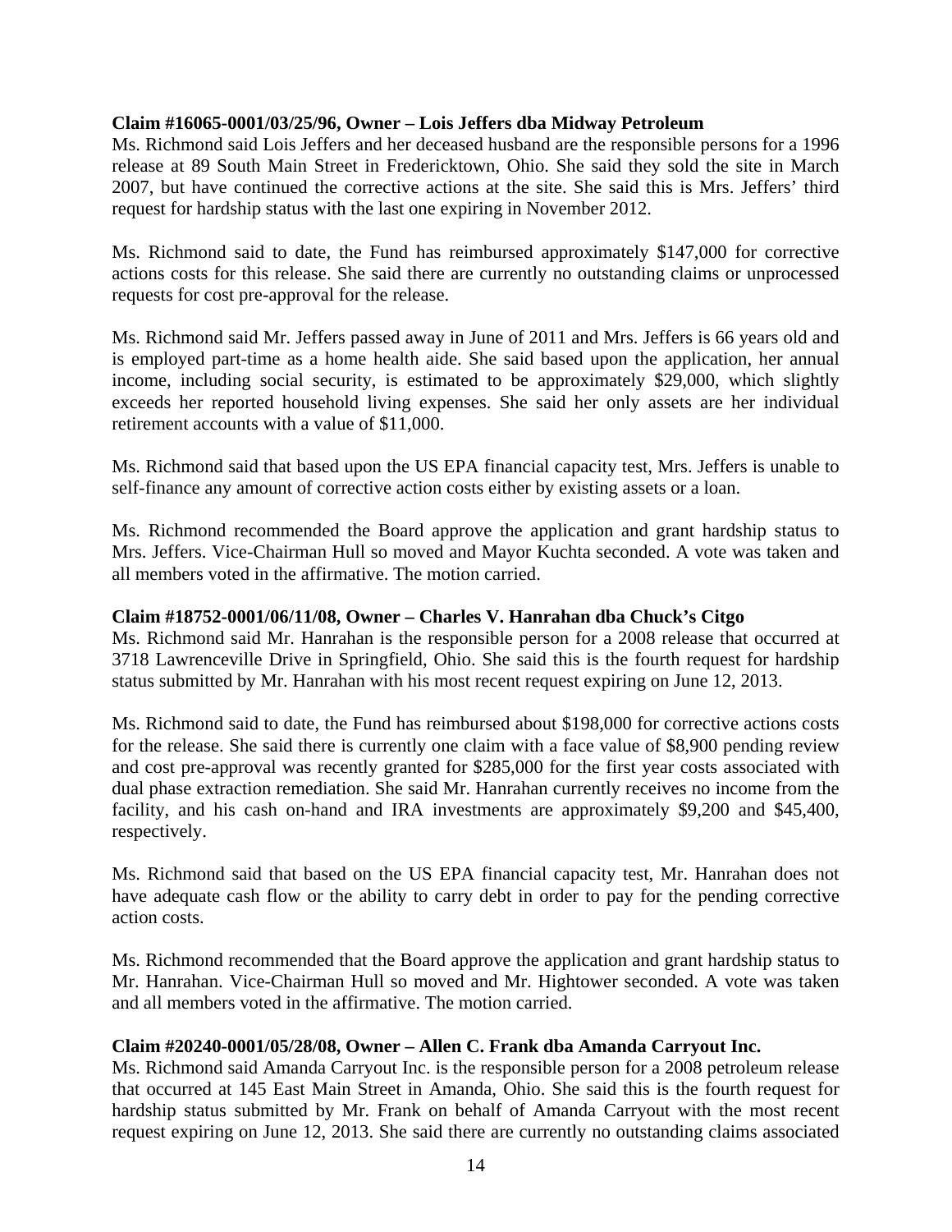**Claim #16065-0001/03/25/96, Owner – Lois Jeffers dba Midway Petroleum**

Ms. Richmond said Lois Jeffers and her deceased husband are the responsible persons for a 1996 release at 89 South Main Street in Fredericktown, Ohio. She said they sold the site in March 2007, but have continued the corrective actions at the site. She said this is Mrs. Jeffers' third request for hardship status with the last one expiring in November 2012.

Ms. Richmond said to date, the Fund has reimbursed approximately $147,000 for corrective actions costs for this release. She said there are currently no outstanding claims or unprocessed requests for cost pre-approval for the release.

Ms. Richmond said Mr. Jeffers passed away in June of 2011 and Mrs. Jeffers is 66 years old and is employed part-time as a home health aide. She said based upon the application, her annual income, including social security, is estimated to be approximately $29,000, which slightly exceeds her reported household living expenses. She said her only assets are her individual retirement accounts with a value of $11,000.

Ms. Richmond said that based upon the US EPA financial capacity test, Mrs. Jeffers is unable to self-finance any amount of corrective action costs either by existing assets or a loan.

Ms. Richmond recommended the Board approve the application and grant hardship status to Mrs. Jeffers. Vice-Chairman Hull so moved and Mayor Kuchta seconded. A vote was taken and all members voted in the affirmative. The motion carried.

**Claim #18752-0001/06/11/08, Owner – Charles V. Hanrahan dba Chuck's Citgo**

Ms. Richmond said Mr. Hanrahan is the responsible person for a 2008 release that occurred at 3718 Lawrenceville Drive in Springfield, Ohio. She said this is the fourth request for hardship status submitted by Mr. Hanrahan with his most recent request expiring on June 12, 2013.

Ms. Richmond said to date, the Fund has reimbursed about $198,000 for corrective actions costs for the release. She said there is currently one claim with a face value of $8,900 pending review and cost pre-approval was recently granted for $285,000 for the first year costs associated with dual phase extraction remediation. She said Mr. Hanrahan currently receives no income from the facility, and his cash on-hand and IRA investments are approximately $9,200 and $45,400, respectively.

Ms. Richmond said that based on the US EPA financial capacity test, Mr. Hanrahan does not have adequate cash flow or the ability to carry debt in order to pay for the pending corrective action costs.

Ms. Richmond recommended that the Board approve the application and grant hardship status to Mr. Hanrahan. Vice-Chairman Hull so moved and Mr. Hightower seconded. A vote was taken and all members voted in the affirmative. The motion carried.

**Claim #20240-0001/05/28/08, Owner – Allen C. Frank dba Amanda Carryout Inc.**

Ms. Richmond said Amanda Carryout Inc. is the responsible person for a 2008 petroleum release that occurred at 145 East Main Street in Amanda, Ohio. She said this is the fourth request for hardship status submitted by Mr. Frank on behalf of Amanda Carryout with the most recent request expiring on June 12, 2013. She said there are currently no outstanding claims associated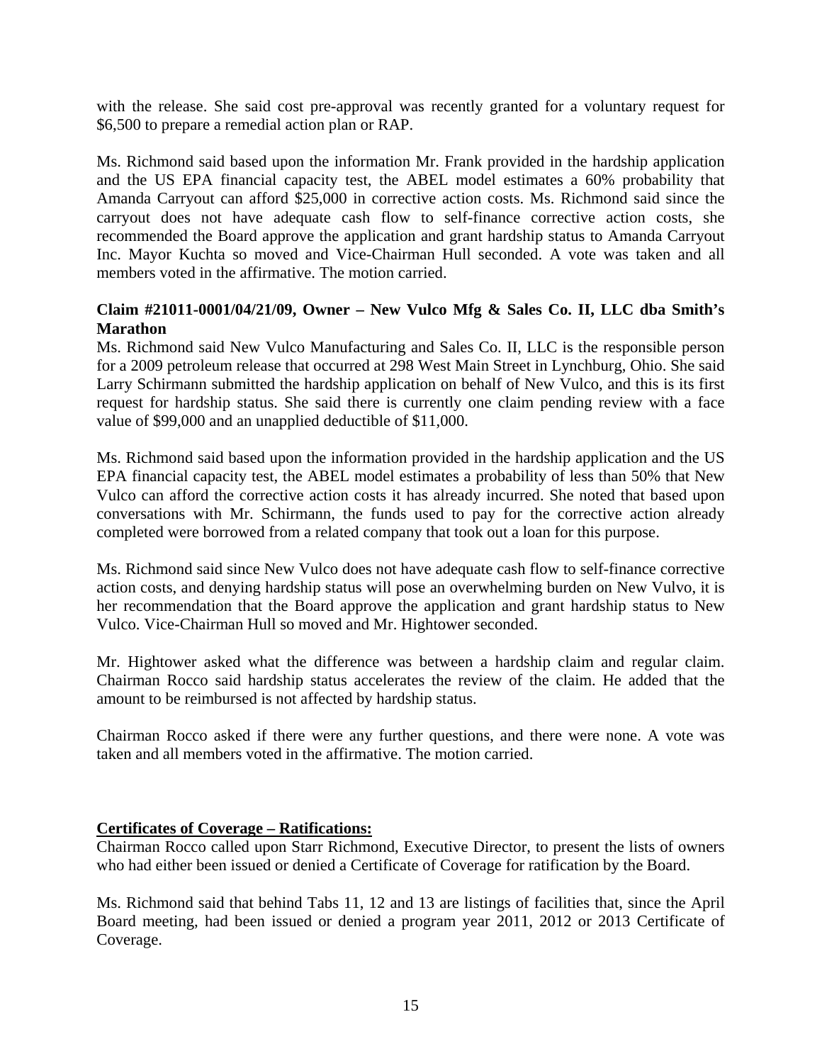with the release. She said cost pre-approval was recently granted for a voluntary request for \$6,500 to prepare a remedial action plan or RAP.

Ms. Richmond said based upon the information Mr. Frank provided in the hardship application and the US EPA financial capacity test, the ABEL model estimates a 60% probability that Amanda Carryout can afford \$25,000 in corrective action costs. Ms. Richmond said since the carryout does not have adequate cash flow to self-finance corrective action costs, she recommended the Board approve the application and grant hardship status to Amanda Carryout Inc. Mayor Kuchta so moved and Vice-Chairman Hull seconded. A vote was taken and all members voted in the affirmative. The motion carried.

**Claim #21011-0001/04/21/09, Owner – New Vulco Mfg & Sales Co. II, LLC dba Smith's Marathon**

Ms. Richmond said New Vulco Manufacturing and Sales Co. II, LLC is the responsible person for a 2009 petroleum release that occurred at 298 West Main Street in Lynchburg, Ohio. She said Larry Schirmann submitted the hardship application on behalf of New Vulco, and this is its first request for hardship status. She said there is currently one claim pending review with a face value of \$99,000 and an unapplied deductible of \$11,000.

Ms. Richmond said based upon the information provided in the hardship application and the US EPA financial capacity test, the ABEL model estimates a probability of less than 50% that New Vulco can afford the corrective action costs it has already incurred. She noted that based upon conversations with Mr. Schirmann, the funds used to pay for the corrective action already completed were borrowed from a related company that took out a loan for this purpose.

Ms. Richmond said since New Vulco does not have adequate cash flow to self-finance corrective action costs, and denying hardship status will pose an overwhelming burden on New Vulvo, it is her recommendation that the Board approve the application and grant hardship status to New Vulco. Vice-Chairman Hull so moved and Mr. Hightower seconded.

Mr. Hightower asked what the difference was between a hardship claim and regular claim. Chairman Rocco said hardship status accelerates the review of the claim. He added that the amount to be reimbursed is not affected by hardship status.

Chairman Rocco asked if there were any further questions, and there were none. A vote was taken and all members voted in the affirmative. The motion carried.

**Certificates of Coverage – Ratifications:**

Chairman Rocco called upon Starr Richmond, Executive Director, to present the lists of owners who had either been issued or denied a Certificate of Coverage for ratification by the Board.

Ms. Richmond said that behind Tabs 11, 12 and 13 are listings of facilities that, since the April Board meeting, had been issued or denied a program year 2011, 2012 or 2013 Certificate of Coverage.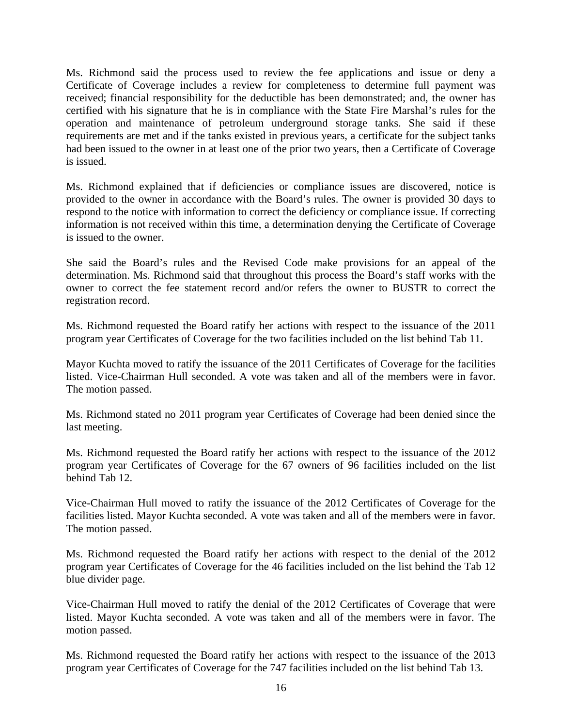Ms. Richmond said the process used to review the fee applications and issue or deny a Certificate of Coverage includes a review for completeness to determine full payment was received; financial responsibility for the deductible has been demonstrated; and, the owner has certified with his signature that he is in compliance with the State Fire Marshal's rules for the operation and maintenance of petroleum underground storage tanks. She said if these requirements are met and if the tanks existed in previous years, a certificate for the subject tanks had been issued to the owner in at least one of the prior two years, then a Certificate of Coverage is issued.

Ms. Richmond explained that if deficiencies or compliance issues are discovered, notice is provided to the owner in accordance with the Board's rules. The owner is provided 30 days to respond to the notice with information to correct the deficiency or compliance issue. If correcting information is not received within this time, a determination denying the Certificate of Coverage is issued to the owner.

She said the Board's rules and the Revised Code make provisions for an appeal of the determination. Ms. Richmond said that throughout this process the Board's staff works with the owner to correct the fee statement record and/or refers the owner to BUSTR to correct the registration record.

Ms. Richmond requested the Board ratify her actions with respect to the issuance of the 2011 program year Certificates of Coverage for the two facilities included on the list behind Tab 11.

Mayor Kuchta moved to ratify the issuance of the 2011 Certificates of Coverage for the facilities listed. Vice-Chairman Hull seconded. A vote was taken and all of the members were in favor. The motion passed.

Ms. Richmond stated no 2011 program year Certificates of Coverage had been denied since the last meeting.

Ms. Richmond requested the Board ratify her actions with respect to the issuance of the 2012 program year Certificates of Coverage for the 67 owners of 96 facilities included on the list behind Tab 12.

Vice-Chairman Hull moved to ratify the issuance of the 2012 Certificates of Coverage for the facilities listed. Mayor Kuchta seconded. A vote was taken and all of the members were in favor. The motion passed.

Ms. Richmond requested the Board ratify her actions with respect to the denial of the 2012 program year Certificates of Coverage for the 46 facilities included on the list behind the Tab 12 blue divider page.

Vice-Chairman Hull moved to ratify the denial of the 2012 Certificates of Coverage that were listed. Mayor Kuchta seconded. A vote was taken and all of the members were in favor. The motion passed.

Ms. Richmond requested the Board ratify her actions with respect to the issuance of the 2013 program year Certificates of Coverage for the 747 facilities included on the list behind Tab 13.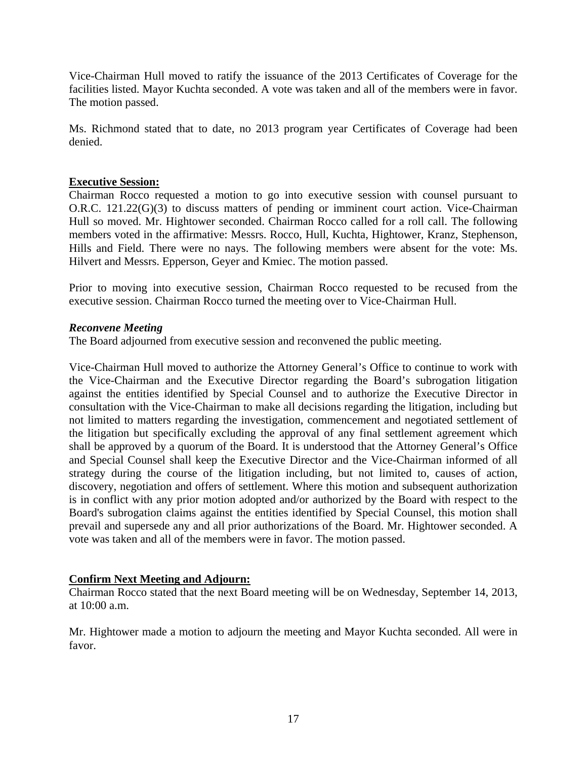Vice-Chairman Hull moved to ratify the issuance of the 2013 Certificates of Coverage for the facilities listed. Mayor Kuchta seconded. A vote was taken and all of the members were in favor. The motion passed.

Ms. Richmond stated that to date, no 2013 program year Certificates of Coverage had been denied.

**Executive Session:**

Chairman Rocco requested a motion to go into executive session with counsel pursuant to O.R.C. 121.22(G)(3) to discuss matters of pending or imminent court action. Vice-Chairman Hull so moved. Mr. Hightower seconded. Chairman Rocco called for a roll call. The following members voted in the affirmative: Messrs. Rocco, Hull, Kuchta, Hightower, Kranz, Stephenson, Hills and Field. There were no nays. The following members were absent for the vote: Ms. Hilvert and Messrs. Epperson, Geyer and Kmiec. The motion passed.

Prior to moving into executive session, Chairman Rocco requested to be recused from the executive session. Chairman Rocco turned the meeting over to Vice-Chairman Hull.

***Reconvene Meeting***

The Board adjourned from executive session and reconvened the public meeting.

Vice-Chairman Hull moved to authorize the Attorney General's Office to continue to work with the Vice-Chairman and the Executive Director regarding the Board's subrogation litigation against the entities identified by Special Counsel and to authorize the Executive Director in consultation with the Vice-Chairman to make all decisions regarding the litigation, including but not limited to matters regarding the investigation, commencement and negotiated settlement of the litigation but specifically excluding the approval of any final settlement agreement which shall be approved by a quorum of the Board. It is understood that the Attorney General's Office and Special Counsel shall keep the Executive Director and the Vice-Chairman informed of all strategy during the course of the litigation including, but not limited to, causes of action, discovery, negotiation and offers of settlement. Where this motion and subsequent authorization is in conflict with any prior motion adopted and/or authorized by the Board with respect to the Board's subrogation claims against the entities identified by Special Counsel, this motion shall prevail and supersede any and all prior authorizations of the Board. Mr. Hightower seconded. A vote was taken and all of the members were in favor. The motion passed.

**Confirm Next Meeting and Adjourn:**

Chairman Rocco stated that the next Board meeting will be on Wednesday, September 14, 2013, at 10:00 a.m.

Mr. Hightower made a motion to adjourn the meeting and Mayor Kuchta seconded. All were in favor.